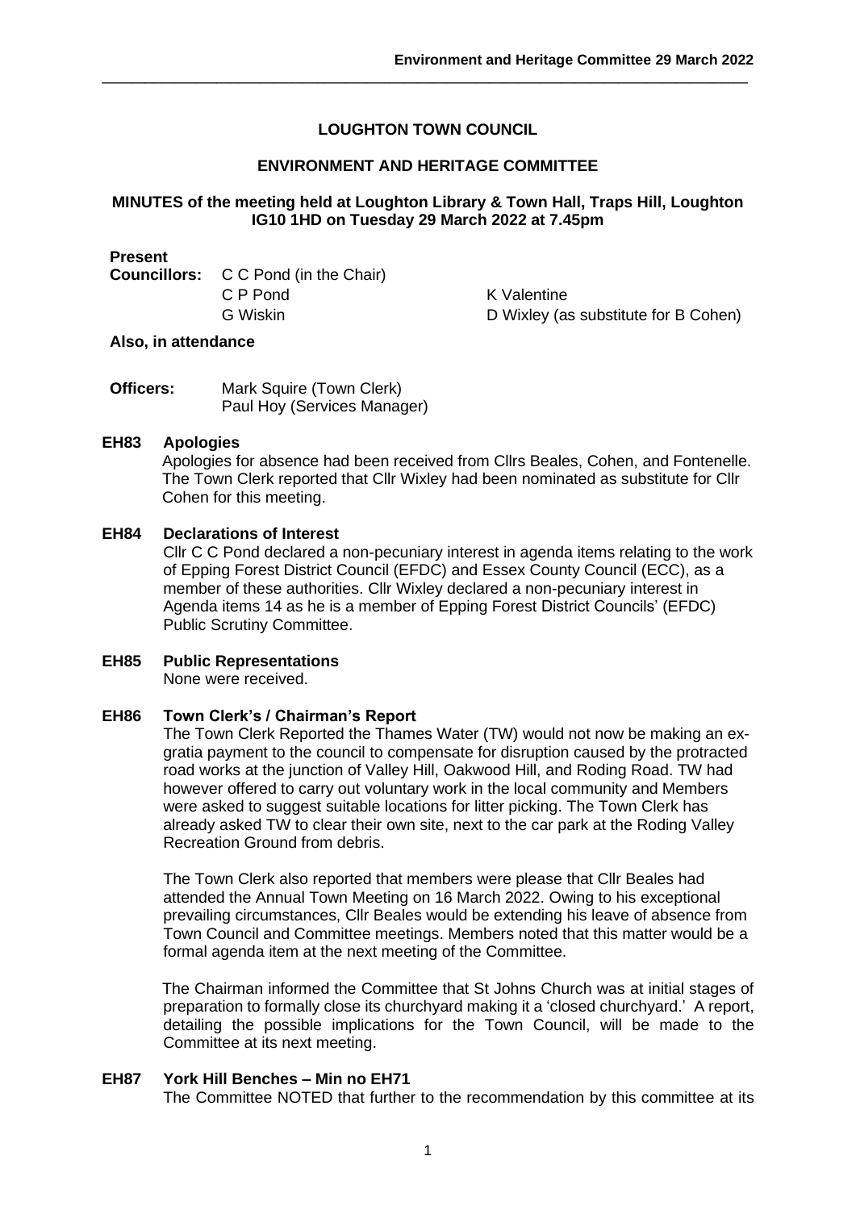# LOUGHTON TOWN COUNCIL

## ENVIRONMENT AND HERITAGE COMMITTEE

**MINUTES of the meeting held at Loughton Library & Town Hall, Traps Hill, Loughton IG10 1HD on Tuesday 29 March 2022 at 7.45pm**

**Present**

**Councillors:** C C Pond (in the Chair)
C P Pond
G Wiskin
K Valentine
D Wixley (as substitute for B Cohen)

**Also, in attendance**

**Officers:** Mark Squire (Town Clerk)
Paul Hoy (Services Manager)

**EH83 Apologies**

Apologies for absence had been received from Cllrs Beales, Cohen, and Fontenelle. The Town Clerk reported that Cllr Wixley had been nominated as substitute for Cllr Cohen for this meeting.

**EH84 Declarations of Interest**

Cllr C C Pond declared a non-pecuniary interest in agenda items relating to the work of Epping Forest District Council (EFDC) and Essex County Council (ECC), as a member of these authorities. Cllr Wixley declared a non-pecuniary interest in Agenda items 14 as he is a member of Epping Forest District Councils' (EFDC) Public Scrutiny Committee.

**EH85 Public Representations**

None were received.

**EH86 Town Clerk's / Chairman's Report**

The Town Clerk Reported the Thames Water (TW) would not now be making an ex-gratia payment to the council to compensate for disruption caused by the protracted road works at the junction of Valley Hill, Oakwood Hill, and Roding Road. TW had however offered to carry out voluntary work in the local community and Members were asked to suggest suitable locations for litter picking. The Town Clerk has already asked TW to clear their own site, next to the car park at the Roding Valley Recreation Ground from debris.

The Town Clerk also reported that members were please that Cllr Beales had attended the Annual Town Meeting on 16 March 2022. Owing to his exceptional prevailing circumstances, Cllr Beales would be extending his leave of absence from Town Council and Committee meetings. Members noted that this matter would be a formal agenda item at the next meeting of the Committee.

The Chairman informed the Committee that St Johns Church was at initial stages of preparation to formally close its churchyard making it a 'closed churchyard.' A report, detailing the possible implications for the Town Council, will be made to the Committee at its next meeting.

**EH87 York Hill Benches – Min no EH71**

The Committee NOTED that further to the recommendation by this committee at its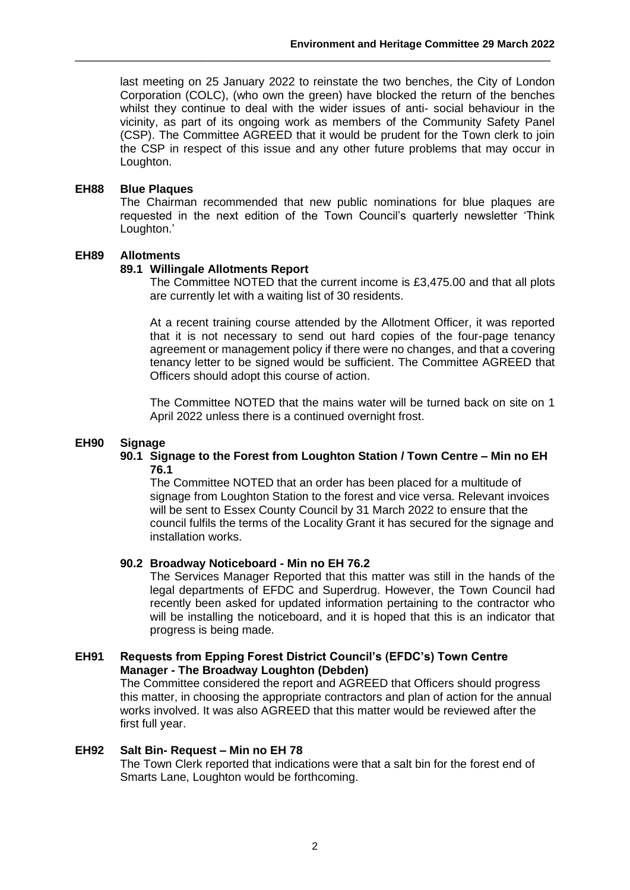last meeting on 25 January 2022 to reinstate the two benches, the City of London Corporation (COLC), (who own the green) have blocked the return of the benches whilst they continue to deal with the wider issues of anti- social behaviour in the vicinity, as part of its ongoing work as members of the Community Safety Panel (CSP). The Committee AGREED that it would be prudent for the Town clerk to join the CSP in respect of this issue and any other future problems that may occur in Loughton.

**EH88 Blue Plaques**

The Chairman recommended that new public nominations for blue plaques are requested in the next edition of the Town Council's quarterly newsletter 'Think Loughton.'

**EH89 Allotments**

**89.1 Willingale Allotments Report**

The Committee NOTED that the current income is £3,475.00 and that all plots are currently let with a waiting list of 30 residents.

At a recent training course attended by the Allotment Officer, it was reported that it is not necessary to send out hard copies of the four-page tenancy agreement or management policy if there were no changes, and that a covering tenancy letter to be signed would be sufficient. The Committee AGREED that Officers should adopt this course of action.

The Committee NOTED that the mains water will be turned back on site on 1 April 2022 unless there is a continued overnight frost.

**EH90 Signage**

**90.1 Signage to the Forest from Loughton Station / Town Centre – Min no EH 76.1**

The Committee NOTED that an order has been placed for a multitude of signage from Loughton Station to the forest and vice versa. Relevant invoices will be sent to Essex County Council by 31 March 2022 to ensure that the council fulfils the terms of the Locality Grant it has secured for the signage and installation works.

**90.2 Broadway Noticeboard - Min no EH 76.2**

The Services Manager Reported that this matter was still in the hands of the legal departments of EFDC and Superdrug. However, the Town Council had recently been asked for updated information pertaining to the contractor who will be installing the noticeboard, and it is hoped that this is an indicator that progress is being made.

**EH91 Requests from Epping Forest District Council's (EFDC's) Town Centre Manager - The Broadway Loughton (Debden)**

The Committee considered the report and AGREED that Officers should progress this matter, in choosing the appropriate contractors and plan of action for the annual works involved. It was also AGREED that this matter would be reviewed after the first full year.

**EH92 Salt Bin- Request – Min no EH 78**

The Town Clerk reported that indications were that a salt bin for the forest end of Smarts Lane, Loughton would be forthcoming.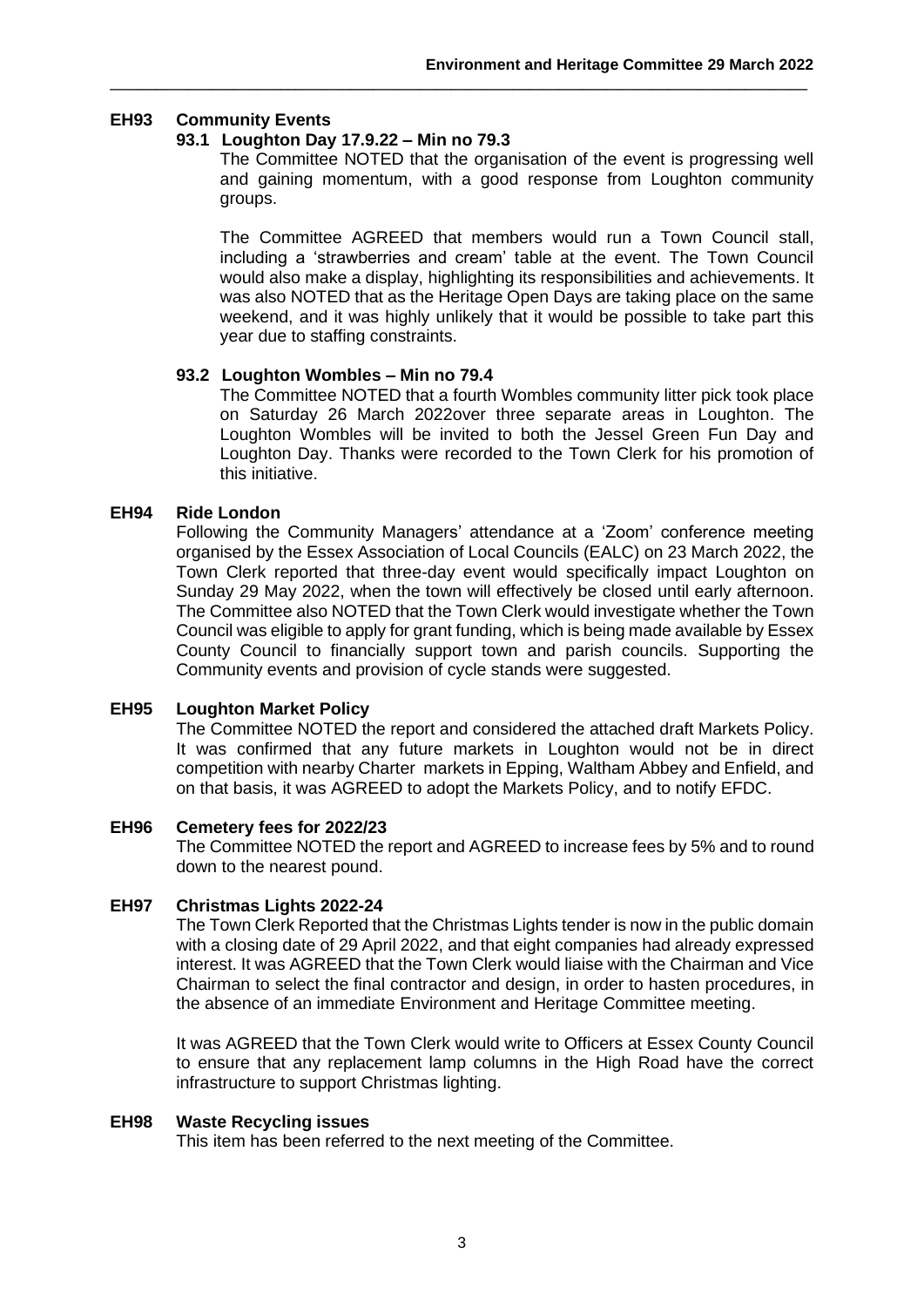### EH93 Community Events

#### 93.1 Loughton Day 17.9.22 – Min no 79.3

The Committee NOTED that the organisation of the event is progressing well and gaining momentum, with a good response from Loughton community groups.

The Committee AGREED that members would run a Town Council stall, including a 'strawberries and cream' table at the event. The Town Council would also make a display, highlighting its responsibilities and achievements. It was also NOTED that as the Heritage Open Days are taking place on the same weekend, and it was highly unlikely that it would be possible to take part this year due to staffing constraints.

#### 93.2 Loughton Wombles – Min no 79.4

The Committee NOTED that a fourth Wombles community litter pick took place on Saturday 26 March 2022over three separate areas in Loughton. The Loughton Wombles will be invited to both the Jessel Green Fun Day and Loughton Day. Thanks were recorded to the Town Clerk for his promotion of this initiative.

### EH94 Ride London

Following the Community Managers' attendance at a 'Zoom' conference meeting organised by the Essex Association of Local Councils (EALC) on 23 March 2022, the Town Clerk reported that three-day event would specifically impact Loughton on Sunday 29 May 2022, when the town will effectively be closed until early afternoon. The Committee also NOTED that the Town Clerk would investigate whether the Town Council was eligible to apply for grant funding, which is being made available by Essex County Council to financially support town and parish councils. Supporting the Community events and provision of cycle stands were suggested.

### EH95 Loughton Market Policy

The Committee NOTED the report and considered the attached draft Markets Policy. It was confirmed that any future markets in Loughton would not be in direct competition with nearby Charter markets in Epping, Waltham Abbey and Enfield, and on that basis, it was AGREED to adopt the Markets Policy, and to notify EFDC.

### EH96 Cemetery fees for 2022/23

The Committee NOTED the report and AGREED to increase fees by 5% and to round down to the nearest pound.

### EH97 Christmas Lights 2022-24

The Town Clerk Reported that the Christmas Lights tender is now in the public domain with a closing date of 29 April 2022, and that eight companies had already expressed interest. It was AGREED that the Town Clerk would liaise with the Chairman and Vice Chairman to select the final contractor and design, in order to hasten procedures, in the absence of an immediate Environment and Heritage Committee meeting.

It was AGREED that the Town Clerk would write to Officers at Essex County Council to ensure that any replacement lamp columns in the High Road have the correct infrastructure to support Christmas lighting.

### EH98 Waste Recycling issues

This item has been referred to the next meeting of the Committee.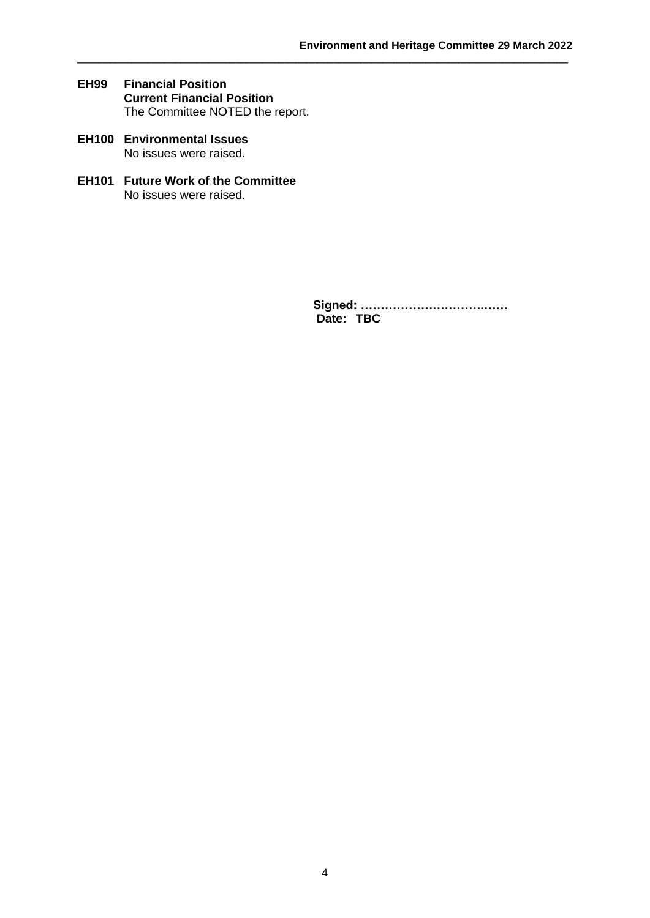**EH99 Financial Position**
**Current Financial Position**
The Committee NOTED the report.

**EH100 Environmental Issues**
No issues were raised.

**EH101 Future Work of the Committee**
No issues were raised.

**Signed: ………………………….……**
**Date: TBC**